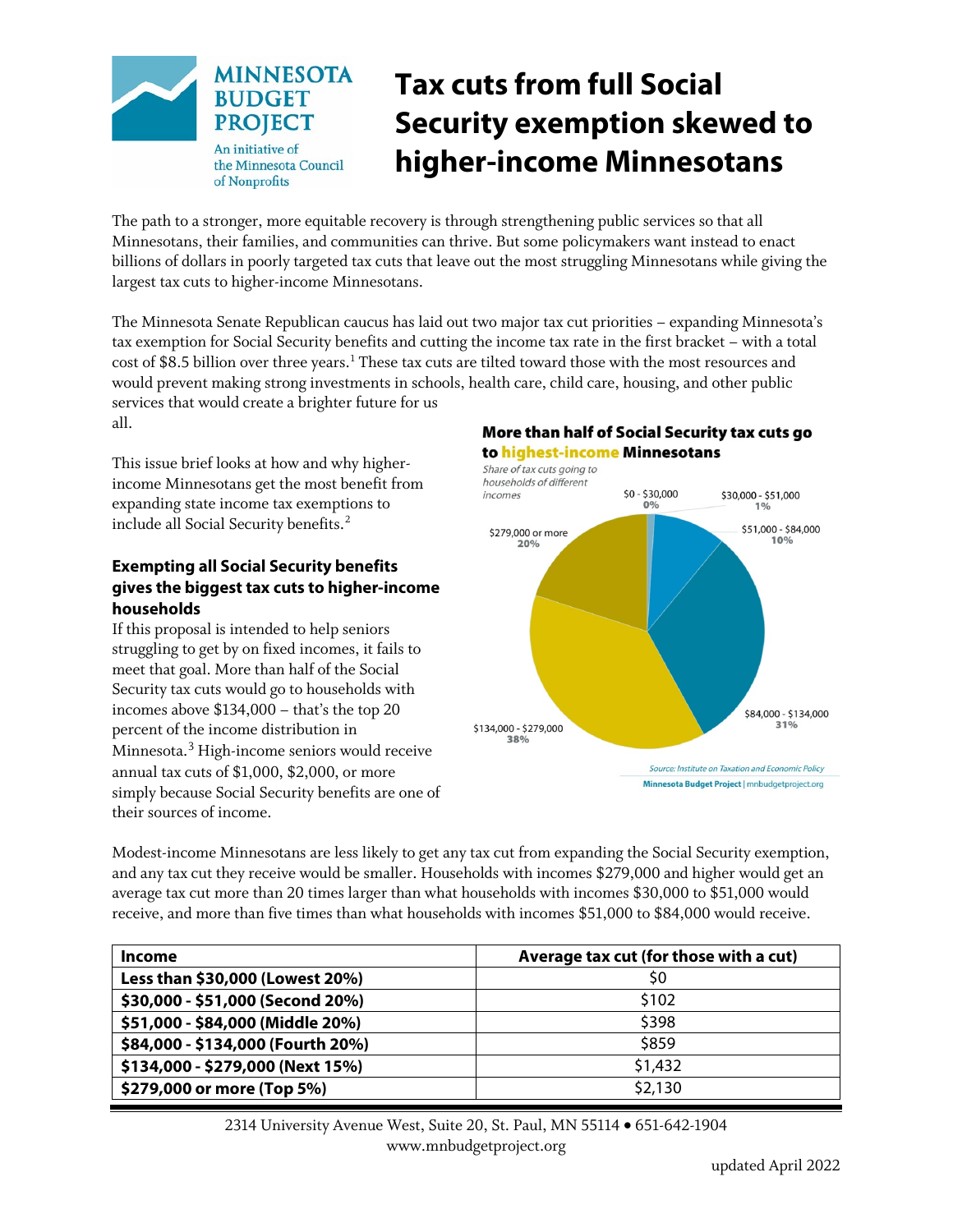# Tax cuts from full Social Security exemption skewed to higher-income Minnesotans

MINNESOTA BUDGET PROJECT
An initiative of the Minnesota Council of Nonprofits

The path to a stronger, more equitable recovery is through strengthening public services so that all Minnesotans, their families, and communities can thrive. But some policymakers want instead to enact billions of dollars in poorly targeted tax cuts that leave out the most struggling Minnesotans while giving the largest tax cuts to higher-income Minnesotans.

The Minnesota Senate Republican caucus has laid out two major tax cut priorities – expanding Minnesota's tax exemption for Social Security benefits and cutting the income tax rate in the first bracket – with a total cost of $8.5 billion over three years.[1] These tax cuts are tilted toward those with the most resources and would prevent making strong investments in schools, health care, child care, housing, and other public services that would create a brighter future for us all.

This issue brief looks at how and why higher-income Minnesotans get the most benefit from expanding state income tax exemptions to include all Social Security benefits.[2]

### Exempting all Social Security benefits gives the biggest tax cuts to higher-income households

If this proposal is intended to help seniors struggling to get by on fixed incomes, it fails to meet that goal. More than half of the Social Security tax cuts would go to households with incomes above $134,000 – that's the top 20 percent of the income distribution in Minnesota.[3] High-income seniors would receive annual tax cuts of $1,000, $2,000, or more simply because Social Security benefits are one of their sources of income.

**More than half of Social Security tax cuts go to highest-income Minnesotans**

*Share of tax cuts going to households of different incomes*

| Income | Share |
|---|---|
| $0 - $30,000 | 0% |
| $30,000 - $51,000 | 1% |
| $51,000 - $84,000 | 10% |
| $84,000 - $134,000 | 31% |
| $134,000 - $279,000 | 38% |
| $279,000 or more | 20% |

*Source: Institute on Taxation and Economic Policy*
Minnesota Budget Project | mnbudgetproject.org

Modest-income Minnesotans are less likely to get any tax cut from expanding the Social Security exemption, and any tax cut they receive would be smaller. Households with incomes $279,000 and higher would get an average tax cut more than 20 times larger than what households with incomes $30,000 to $51,000 would receive, and more than five times than what households with incomes $51,000 to $84,000 would receive.

| Income | Average tax cut (for those with a cut) |
|---|---|
| **Less than $30,000 (Lowest 20%)** | $0 |
| **$30,000 - $51,000 (Second 20%)** | $102 |
| **$51,000 - $84,000 (Middle 20%)** | $398 |
| **$84,000 - $134,000 (Fourth 20%)** | $859 |
| **$134,000 - $279,000 (Next 15%)** | $1,432 |
| **$279,000 or more (Top 5%)** | $2,130 |

2314 University Avenue West, Suite 20, St. Paul, MN 55114 • 651-642-1904
www.mnbudgetproject.org

updated April 2022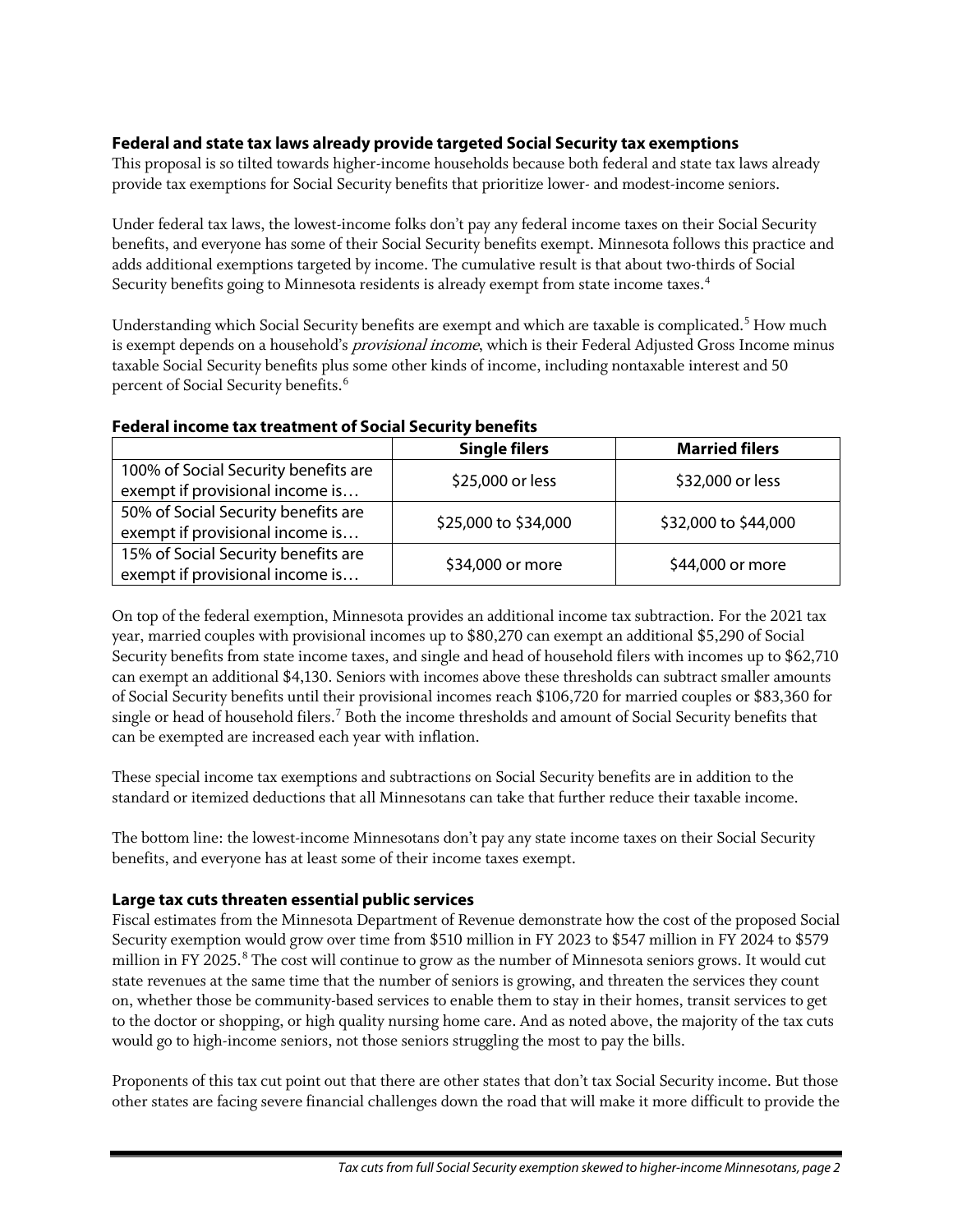### Federal and state tax laws already provide targeted Social Security tax exemptions

This proposal is so tilted towards higher-income households because both federal and state tax laws already provide tax exemptions for Social Security benefits that prioritize lower- and modest-income seniors.

Under federal tax laws, the lowest-income folks don't pay any federal income taxes on their Social Security benefits, and everyone has some of their Social Security benefits exempt. Minnesota follows this practice and adds additional exemptions targeted by income. The cumulative result is that about two-thirds of Social Security benefits going to Minnesota residents is already exempt from state income taxes.[4]

Understanding which Social Security benefits are exempt and which are taxable is complicated.[5] How much is exempt depends on a household's *provisional income*, which is their Federal Adjusted Gross Income minus taxable Social Security benefits plus some other kinds of income, including nontaxable interest and 50 percent of Social Security benefits.[6]

**Federal income tax treatment of Social Security benefits**

| | Single filers | Married filers |
|---|---|---|
| 100% of Social Security benefits are exempt if provisional income is… | $25,000 or less | $32,000 or less |
| 50% of Social Security benefits are exempt if provisional income is… | $25,000 to $34,000 | $32,000 to $44,000 |
| 15% of Social Security benefits are exempt if provisional income is… | $34,000 or more | $44,000 or more |

On top of the federal exemption, Minnesota provides an additional income tax subtraction. For the 2021 tax year, married couples with provisional incomes up to $80,270 can exempt an additional $5,290 of Social Security benefits from state income taxes, and single and head of household filers with incomes up to $62,710 can exempt an additional $4,130. Seniors with incomes above these thresholds can subtract smaller amounts of Social Security benefits until their provisional incomes reach $106,720 for married couples or $83,360 for single or head of household filers.[7] Both the income thresholds and amount of Social Security benefits that can be exempted are increased each year with inflation.

These special income tax exemptions and subtractions on Social Security benefits are in addition to the standard or itemized deductions that all Minnesotans can take that further reduce their taxable income.

The bottom line: the lowest-income Minnesotans don't pay any state income taxes on their Social Security benefits, and everyone has at least some of their income taxes exempt.

### Large tax cuts threaten essential public services

Fiscal estimates from the Minnesota Department of Revenue demonstrate how the cost of the proposed Social Security exemption would grow over time from $510 million in FY 2023 to $547 million in FY 2024 to $579 million in FY 2025.[8] The cost will continue to grow as the number of Minnesota seniors grows. It would cut state revenues at the same time that the number of seniors is growing, and threaten the services they count on, whether those be community-based services to enable them to stay in their homes, transit services to get to the doctor or shopping, or high quality nursing home care. And as noted above, the majority of the tax cuts would go to high-income seniors, not those seniors struggling the most to pay the bills.

Proponents of this tax cut point out that there are other states that don't tax Social Security income. But those other states are facing severe financial challenges down the road that will make it more difficult to provide the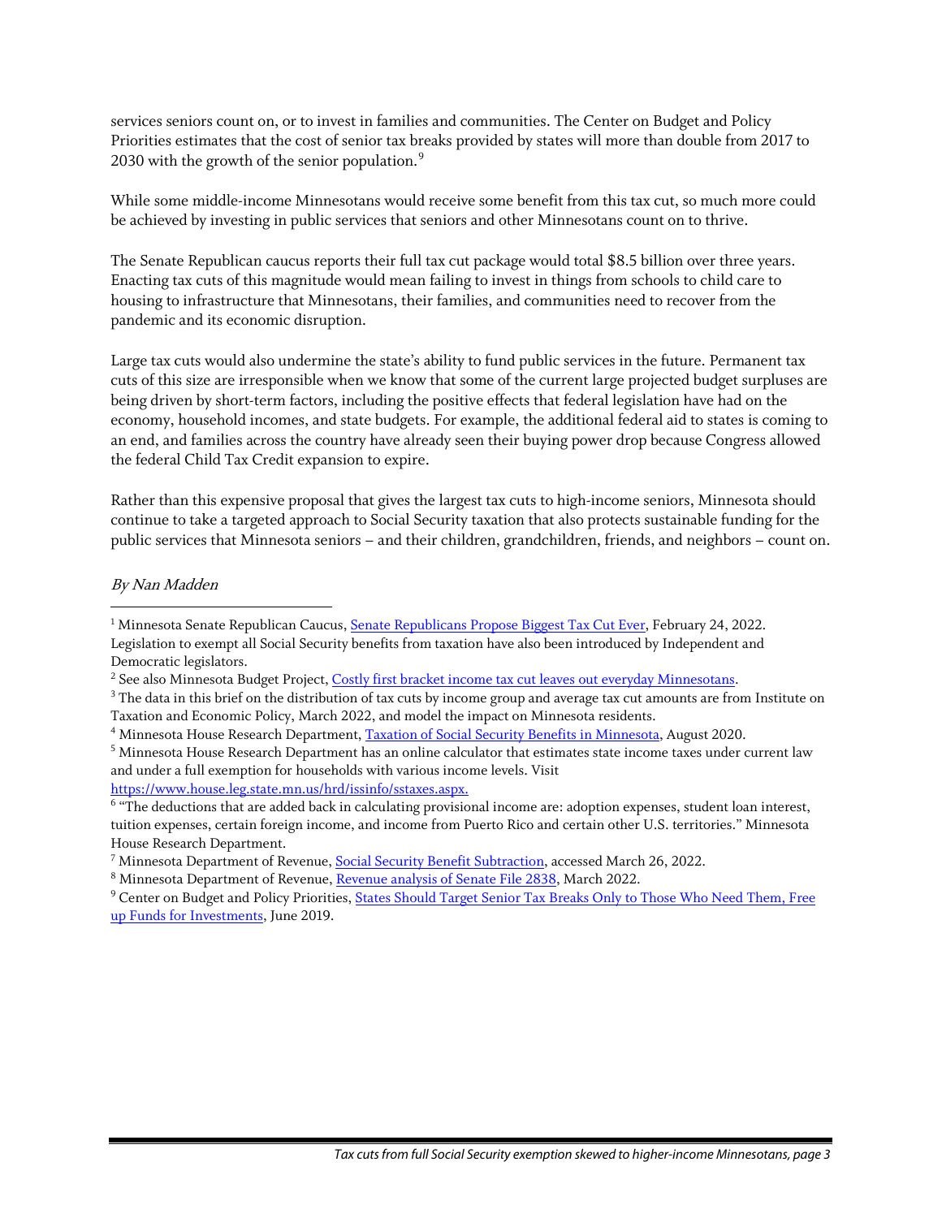services seniors count on, or to invest in families and communities. The Center on Budget and Policy Priorities estimates that the cost of senior tax breaks provided by states will more than double from 2017 to 2030 with the growth of the senior population.[9]

While some middle-income Minnesotans would receive some benefit from this tax cut, so much more could be achieved by investing in public services that seniors and other Minnesotans count on to thrive.

The Senate Republican caucus reports their full tax cut package would total $8.5 billion over three years. Enacting tax cuts of this magnitude would mean failing to invest in things from schools to child care to housing to infrastructure that Minnesotans, their families, and communities need to recover from the pandemic and its economic disruption.

Large tax cuts would also undermine the state's ability to fund public services in the future. Permanent tax cuts of this size are irresponsible when we know that some of the current large projected budget surpluses are being driven by short-term factors, including the positive effects that federal legislation have had on the economy, household incomes, and state budgets. For example, the additional federal aid to states is coming to an end, and families across the country have already seen their buying power drop because Congress allowed the federal Child Tax Credit expansion to expire.

Rather than this expensive proposal that gives the largest tax cuts to high-income seniors, Minnesota should continue to take a targeted approach to Social Security taxation that also protects sustainable funding for the public services that Minnesota seniors – and their children, grandchildren, friends, and neighbors – count on.

*By Nan Madden*

---

[1] Minnesota Senate Republican Caucus, Senate Republicans Propose Biggest Tax Cut Ever, February 24, 2022. Legislation to exempt all Social Security benefits from taxation have also been introduced by Independent and Democratic legislators.

[2] See also Minnesota Budget Project, Costly first bracket income tax cut leaves out everyday Minnesotans.

[3] The data in this brief on the distribution of tax cuts by income group and average tax cut amounts are from Institute on Taxation and Economic Policy, March 2022, and model the impact on Minnesota residents.

[4] Minnesota House Research Department, Taxation of Social Security Benefits in Minnesota, August 2020.

[5] Minnesota House Research Department has an online calculator that estimates state income taxes under current law and under a full exemption for households with various income levels. Visit https://www.house.leg.state.mn.us/hrd/issinfo/sstaxes.aspx.

[6] "The deductions that are added back in calculating provisional income are: adoption expenses, student loan interest, tuition expenses, certain foreign income, and income from Puerto Rico and certain other U.S. territories." Minnesota House Research Department.

[7] Minnesota Department of Revenue, Social Security Benefit Subtraction, accessed March 26, 2022.

[8] Minnesota Department of Revenue, Revenue analysis of Senate File 2838, March 2022.

[9] Center on Budget and Policy Priorities, States Should Target Senior Tax Breaks Only to Those Who Need Them, Free up Funds for Investments, June 2019.